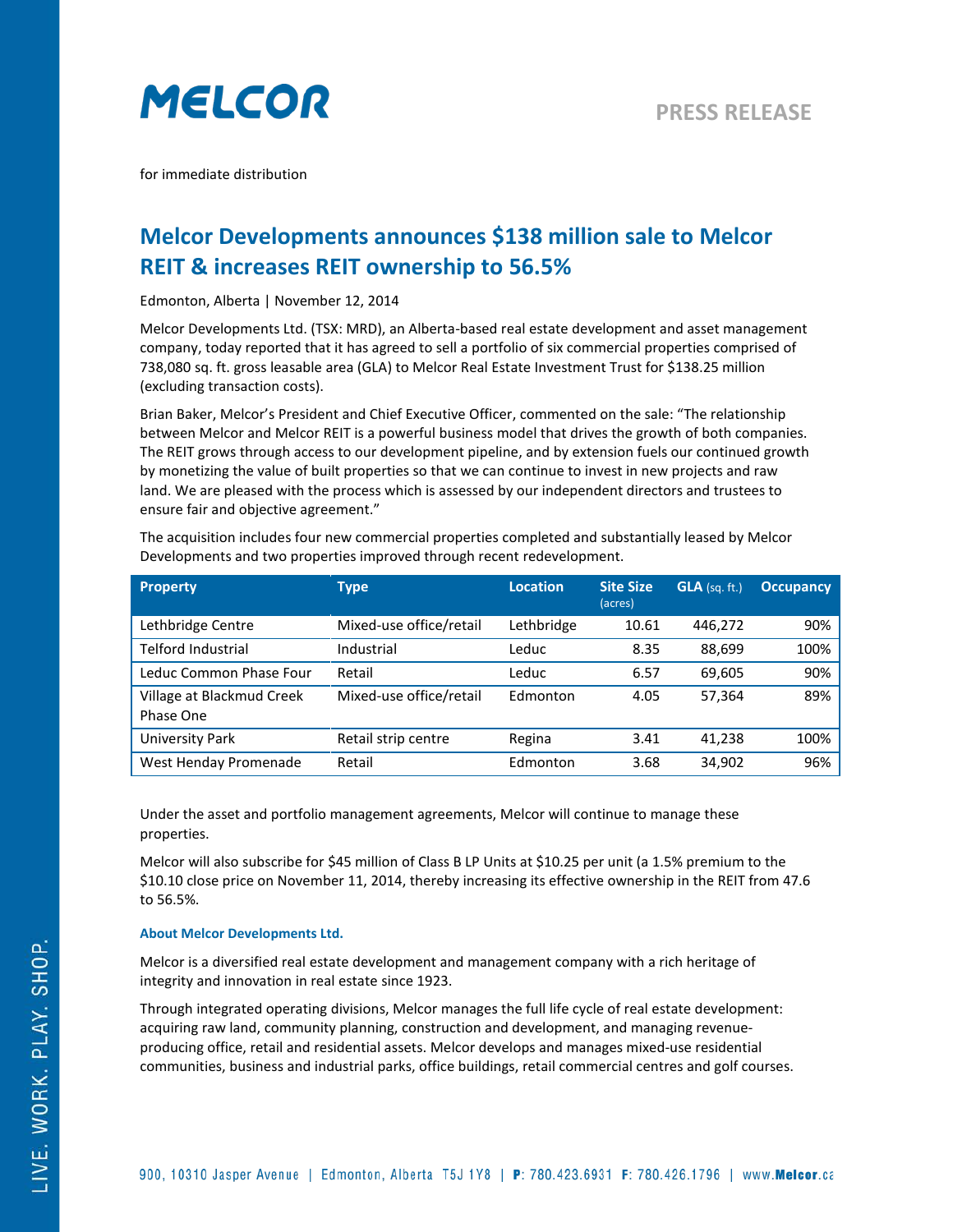MELCOR

PRESS RELEASE

for immediate distribution

# Melcor Developments announces $138 million sale to Melcor REIT & increases REIT ownership to 56.5%

Edmonton, Alberta | November 12, 2014

Melcor Developments Ltd. (TSX: MRD), an Alberta-based real estate development and asset management company, today reported that it has agreed to sell a portfolio of six commercial properties comprised of 738,080 sq. ft. gross leasable area (GLA) to Melcor Real Estate Investment Trust for $138.25 million (excluding transaction costs).

Brian Baker, Melcor's President and Chief Executive Officer, commented on the sale: "The relationship between Melcor and Melcor REIT is a powerful business model that drives the growth of both companies. The REIT grows through access to our development pipeline, and by extension fuels our continued growth by monetizing the value of built properties so that we can continue to invest in new projects and raw land. We are pleased with the process which is assessed by our independent directors and trustees to ensure fair and objective agreement."

The acquisition includes four new commercial properties completed and substantially leased by Melcor Developments and two properties improved through recent redevelopment.

| Property | Type | Location | Site Size (acres) | GLA (sq. ft.) | Occupancy |
|---|---|---|---|---|---|
| Lethbridge Centre | Mixed-use office/retail | Lethbridge | 10.61 | 446,272 | 90% |
| Telford Industrial | Industrial | Leduc | 8.35 | 88,699 | 100% |
| Leduc Common Phase Four | Retail | Leduc | 6.57 | 69,605 | 90% |
| Village at Blackmud Creek Phase One | Mixed-use office/retail | Edmonton | 4.05 | 57,364 | 89% |
| University Park | Retail strip centre | Regina | 3.41 | 41,238 | 100% |
| West Henday Promenade | Retail | Edmonton | 3.68 | 34,902 | 96% |

Under the asset and portfolio management agreements, Melcor will continue to manage these properties.

Melcor will also subscribe for $45 million of Class B LP Units at $10.25 per unit (a 1.5% premium to the $10.10 close price on November 11, 2014, thereby increasing its effective ownership in the REIT from 47.6 to 56.5%.

### About Melcor Developments Ltd.

Melcor is a diversified real estate development and management company with a rich heritage of integrity and innovation in real estate since 1923.

Through integrated operating divisions, Melcor manages the full life cycle of real estate development: acquiring raw land, community planning, construction and development, and managing revenue-producing office, retail and residential assets. Melcor develops and manages mixed-use residential communities, business and industrial parks, office buildings, retail commercial centres and golf courses.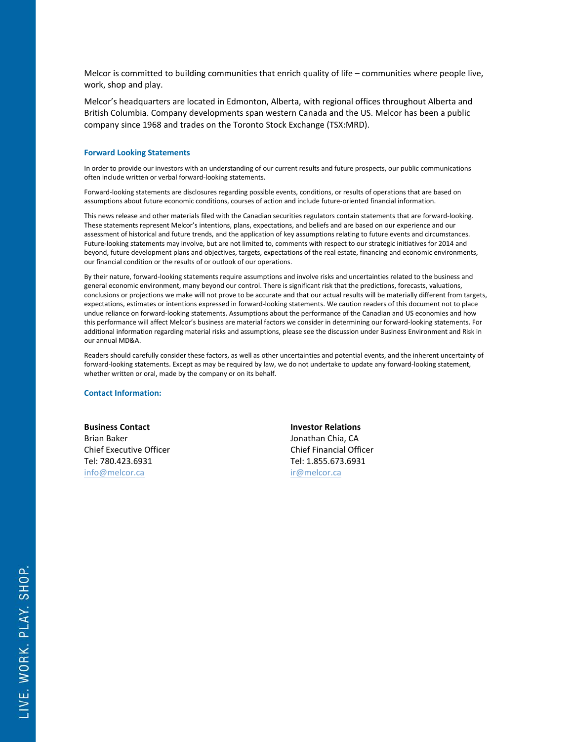Melcor is committed to building communities that enrich quality of life – communities where people live, work, shop and play.

Melcor's headquarters are located in Edmonton, Alberta, with regional offices throughout Alberta and British Columbia. Company developments span western Canada and the US. Melcor has been a public company since 1968 and trades on the Toronto Stock Exchange (TSX:MRD).

### Forward Looking Statements

In order to provide our investors with an understanding of our current results and future prospects, our public communications often include written or verbal forward-looking statements.

Forward-looking statements are disclosures regarding possible events, conditions, or results of operations that are based on assumptions about future economic conditions, courses of action and include future-oriented financial information.

This news release and other materials filed with the Canadian securities regulators contain statements that are forward-looking. These statements represent Melcor's intentions, plans, expectations, and beliefs and are based on our experience and our assessment of historical and future trends, and the application of key assumptions relating to future events and circumstances. Future-looking statements may involve, but are not limited to, comments with respect to our strategic initiatives for 2014 and beyond, future development plans and objectives, targets, expectations of the real estate, financing and economic environments, our financial condition or the results of or outlook of our operations.

By their nature, forward-looking statements require assumptions and involve risks and uncertainties related to the business and general economic environment, many beyond our control. There is significant risk that the predictions, forecasts, valuations, conclusions or projections we make will not prove to be accurate and that our actual results will be materially different from targets, expectations, estimates or intentions expressed in forward-looking statements. We caution readers of this document not to place undue reliance on forward-looking statements. Assumptions about the performance of the Canadian and US economies and how this performance will affect Melcor's business are material factors we consider in determining our forward-looking statements. For additional information regarding material risks and assumptions, please see the discussion under Business Environment and Risk in our annual MD&A.

Readers should carefully consider these factors, as well as other uncertainties and potential events, and the inherent uncertainty of forward-looking statements. Except as may be required by law, we do not undertake to update any forward-looking statement, whether written or oral, made by the company or on its behalf.

### Contact Information:

**Business Contact**
Brian Baker
Chief Executive Officer
Tel: 780.423.6931
info@melcor.ca

**Investor Relations**
Jonathan Chia, CA
Chief Financial Officer
Tel: 1.855.673.6931
ir@melcor.ca

LIVE. WORK. PLAY. SHOP.